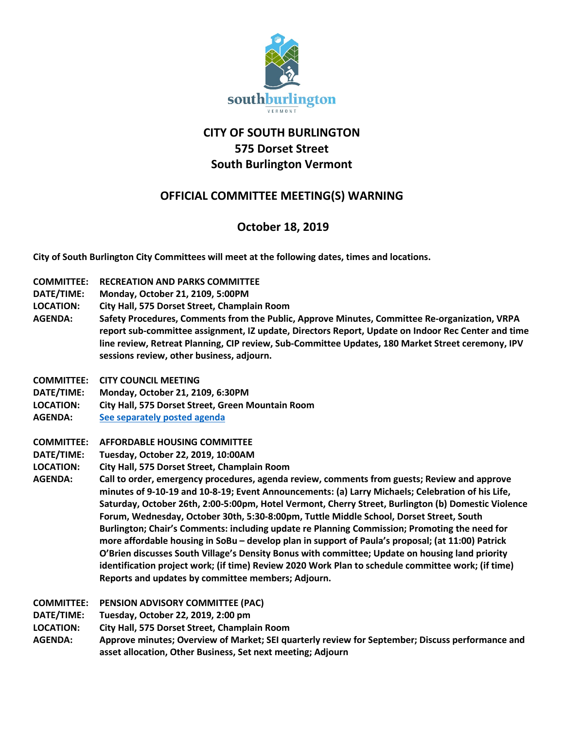# CITY OF SOUTH BURLINGTON
## 575 Dorset Street
## South Burlington Vermont

## OFFICIAL COMMITTEE MEETING(S) WARNING

## October 18, 2019

**City of South Burlington City Committees will meet at the following dates, times and locations.**

**COMMITTEE:** **RECREATION AND PARKS COMMITTEE**
**DATE/TIME:** **Monday, October 21, 2109, 5:00PM**
**LOCATION:** **City Hall, 575 Dorset Street, Champlain Room**
**AGENDA:** **Safety Procedures, Comments from the Public, Approve Minutes, Committee Re-organization, VRPA report sub-committee assignment, IZ update, Directors Report, Update on Indoor Rec Center and time line review, Retreat Planning, CIP review, Sub-Committee Updates, 180 Market Street ceremony, IPV sessions review, other business, adjourn.**

**COMMITTEE:** **CITY COUNCIL MEETING**
**DATE/TIME:** **Monday, October 21, 2109, 6:30PM**
**LOCATION:** **City Hall, 575 Dorset Street, Green Mountain Room**
**AGENDA:** **See separately posted agenda**

**COMMITTEE:** **AFFORDABLE HOUSING COMMITTEE**
**DATE/TIME:** **Tuesday, October 22, 2019, 10:00AM**
**LOCATION:** **City Hall, 575 Dorset Street, Champlain Room**
**AGENDA:** **Call to order, emergency procedures, agenda review, comments from guests; Review and approve minutes of 9-10-19 and 10-8-19; Event Announcements: (a) Larry Michaels; Celebration of his Life, Saturday, October 26th, 2:00-5:00pm, Hotel Vermont, Cherry Street, Burlington (b) Domestic Violence Forum, Wednesday, October 30th, 5:30-8:00pm, Tuttle Middle School, Dorset Street, South Burlington; Chair's Comments: including update re Planning Commission; Promoting the need for more affordable housing in SoBu – develop plan in support of Paula's proposal; (at 11:00) Patrick O'Brien discusses South Village's Density Bonus with committee; Update on housing land priority identification project work; (if time) Review 2020 Work Plan to schedule committee work; (if time) Reports and updates by committee members; Adjourn.**

**COMMITTEE:** **PENSION ADVISORY COMMITTEE (PAC)**
**DATE/TIME:** **Tuesday, October 22, 2019, 2:00 pm**
**LOCATION:** **City Hall, 575 Dorset Street, Champlain Room**
**AGENDA:** **Approve minutes; Overview of Market; SEI quarterly review for September; Discuss performance and asset allocation, Other Business, Set next meeting; Adjourn**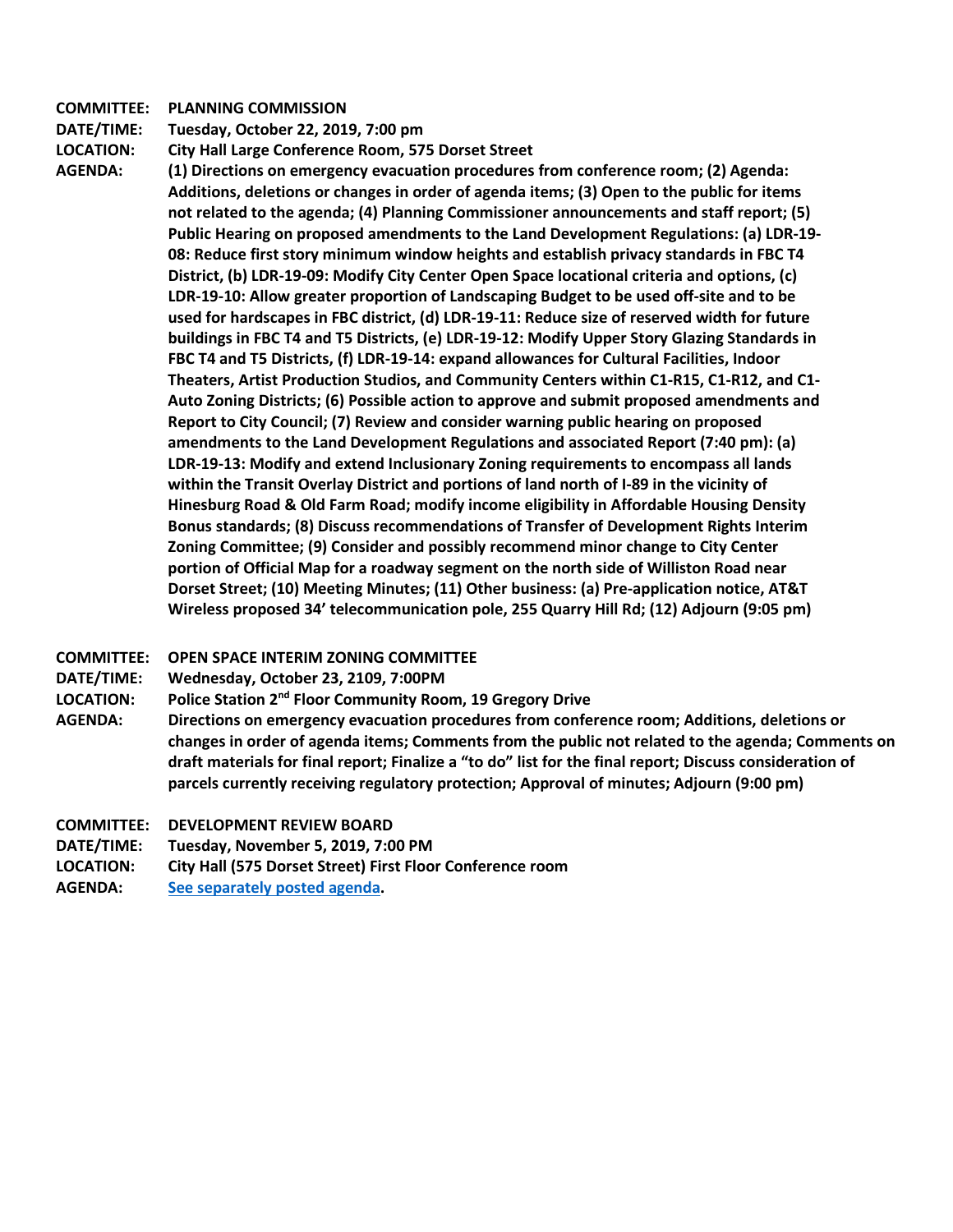**COMMITTEE:** **PLANNING COMMISSION**

**DATE/TIME:** **Tuesday, October 22, 2019, 7:00 pm**

**LOCATION:** **City Hall Large Conference Room, 575 Dorset Street**

**AGENDA:** **(1) Directions on emergency evacuation procedures from conference room; (2) Agenda: Additions, deletions or changes in order of agenda items; (3) Open to the public for items not related to the agenda; (4) Planning Commissioner announcements and staff report; (5) Public Hearing on proposed amendments to the Land Development Regulations: (a) LDR-19-08: Reduce first story minimum window heights and establish privacy standards in FBC T4 District, (b) LDR-19-09: Modify City Center Open Space locational criteria and options, (c) LDR-19-10: Allow greater proportion of Landscaping Budget to be used off-site and to be used for hardscapes in FBC district, (d) LDR-19-11: Reduce size of reserved width for future buildings in FBC T4 and T5 Districts, (e) LDR-19-12: Modify Upper Story Glazing Standards in FBC T4 and T5 Districts, (f) LDR-19-14: expand allowances for Cultural Facilities, Indoor Theaters, Artist Production Studios, and Community Centers within C1-R15, C1-R12, and C1-Auto Zoning Districts; (6) Possible action to approve and submit proposed amendments and Report to City Council; (7) Review and consider warning public hearing on proposed amendments to the Land Development Regulations and associated Report (7:40 pm): (a) LDR-19-13: Modify and extend Inclusionary Zoning requirements to encompass all lands within the Transit Overlay District and portions of land north of I-89 in the vicinity of Hinesburg Road & Old Farm Road; modify income eligibility in Affordable Housing Density Bonus standards; (8) Discuss recommendations of Transfer of Development Rights Interim Zoning Committee; (9) Consider and possibly recommend minor change to City Center portion of Official Map for a roadway segment on the north side of Williston Road near Dorset Street; (10) Meeting Minutes; (11) Other business: (a) Pre-application notice, AT&T Wireless proposed 34' telecommunication pole, 255 Quarry Hill Rd; (12) Adjourn (9:05 pm)**

**COMMITTEE:** **OPEN SPACE INTERIM ZONING COMMITTEE**

**DATE/TIME:** **Wednesday, October 23, 2109, 7:00PM**

**LOCATION:** **Police Station 2nd Floor Community Room, 19 Gregory Drive**

**AGENDA:** **Directions on emergency evacuation procedures from conference room; Additions, deletions or changes in order of agenda items; Comments from the public not related to the agenda; Comments on draft materials for final report; Finalize a "to do" list for the final report; Discuss consideration of parcels currently receiving regulatory protection; Approval of minutes; Adjourn (9:00 pm)**

**COMMITTEE:** **DEVELOPMENT REVIEW BOARD**

**DATE/TIME:** **Tuesday, November 5, 2019, 7:00 PM**

**LOCATION:** **City Hall (575 Dorset Street) First Floor Conference room**

**AGENDA:** **See separately posted agenda.**